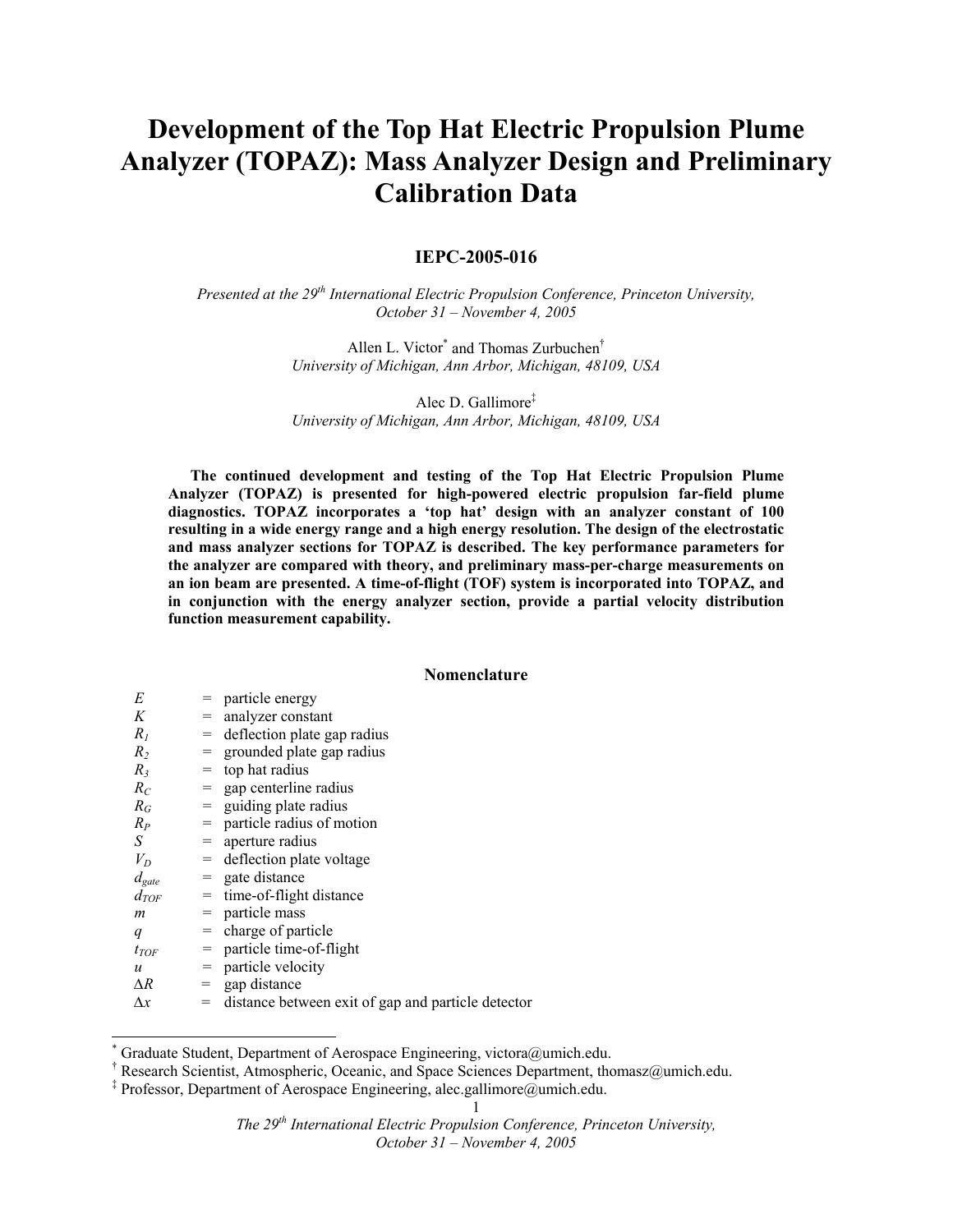# Development of the Top Hat Electric Propulsion Plume Analyzer (TOPAZ): Mass Analyzer Design and Preliminary Calibration Data

**IEPC-2005-016**

*Presented at the 29th International Electric Propulsion Conference, Princeton University, October 31 – November 4, 2005*

Allen L. Victor[*] and Thomas Zurbuchen[†]
*University of Michigan, Ann Arbor, Michigan, 48109, USA*

Alec D. Gallimore[‡]
*University of Michigan, Ann Arbor, Michigan, 48109, USA*

**The continued development and testing of the Top Hat Electric Propulsion Plume Analyzer (TOPAZ) is presented for high-powered electric propulsion far-field plume diagnostics. TOPAZ incorporates a 'top hat' design with an analyzer constant of 100 resulting in a wide energy range and a high energy resolution. The design of the electrostatic and mass analyzer sections for TOPAZ is described. The key performance parameters for the analyzer are compared with theory, and preliminary mass-per-charge measurements on an ion beam are presented. A time-of-flight (TOF) system is incorporated into TOPAZ, and in conjunction with the energy analyzer section, provide a partial velocity distribution function measurement capability.**

## Nomenclature

| | | |
|---|---|---|
| $E$ | = | particle energy |
| $K$ | = | analyzer constant |
| $R_1$ | = | deflection plate gap radius |
| $R_2$ | = | grounded plate gap radius |
| $R_3$ | = | top hat radius |
| $R_C$ | = | gap centerline radius |
| $R_G$ | = | guiding plate radius |
| $R_P$ | = | particle radius of motion |
| $S$ | = | aperture radius |
| $V_D$ | = | deflection plate voltage |
| $d_{gate}$ | = | gate distance |
| $d_{TOF}$ | = | time-of-flight distance |
| $m$ | = | particle mass |
| $q$ | = | charge of particle |
| $t_{TOF}$ | = | particle time-of-flight |
| $u$ | = | particle velocity |
| $\Delta R$ | = | gap distance |
| $\Delta x$ | = | distance between exit of gap and particle detector |

[*] Graduate Student, Department of Aerospace Engineering, victora@umich.edu.
[†] Research Scientist, Atmospheric, Oceanic, and Space Sciences Department, thomasz@umich.edu.
[‡] Professor, Department of Aerospace Engineering, alec.gallimore@umich.edu.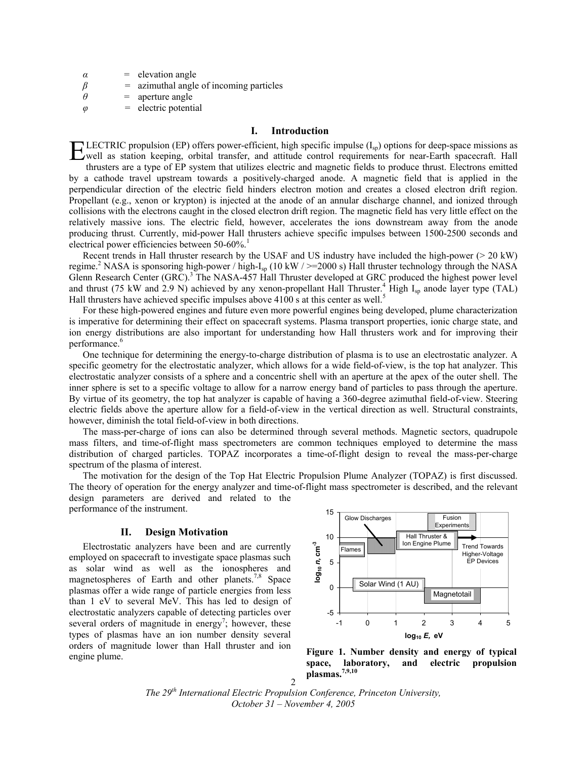| | | |
|---|---|---|
| $\alpha$ | = | elevation angle |
| $\beta$ | = | azimuthal angle of incoming particles |
| $\theta$ | = | aperture angle |
| $\varphi$ | = | electric potential |

## I. Introduction

ELECTRIC propulsion (EP) offers power-efficient, high specific impulse ($I_{sp}$) options for deep-space missions as well as station keeping, orbital transfer, and attitude control requirements for near-Earth spacecraft. Hall thrusters are a type of EP system that utilizes electric and magnetic fields to produce thrust. Electrons emitted by a cathode travel upstream towards a positively-charged anode. A magnetic field that is applied in the perpendicular direction of the electric field hinders electron motion and creates a closed electron drift region. Propellant (e.g., xenon or krypton) is injected at the anode of an annular discharge channel, and ionized through collisions with the electrons caught in the closed electron drift region. The magnetic field has very little effect on the relatively massive ions. The electric field, however, accelerates the ions downstream away from the anode producing thrust. Currently, mid-power Hall thrusters achieve specific impulses between 1500-2500 seconds and electrical power efficiencies between 50-60%.[1]

Recent trends in Hall thruster research by the USAF and US industry have included the high-power (> 20 kW) regime.[2] NASA is sponsoring high-power / high-$I_{sp}$ (10 kW / >=2000 s) Hall thruster technology through the NASA Glenn Research Center (GRC).[3] The NASA-457 Hall Thruster developed at GRC produced the highest power level and thrust (75 kW and 2.9 N) achieved by any xenon-propellant Hall Thruster.[4] High $I_{sp}$ anode layer type (TAL) Hall thrusters have achieved specific impulses above 4100 s at this center as well.[5]

For these high-powered engines and future even more powerful engines being developed, plume characterization is imperative for determining their effect on spacecraft systems. Plasma transport properties, ionic charge state, and ion energy distributions are also important for understanding how Hall thrusters work and for improving their performance.[6]

One technique for determining the energy-to-charge distribution of plasma is to use an electrostatic analyzer. A specific geometry for the electrostatic analyzer, which allows for a wide field-of-view, is the top hat analyzer. This electrostatic analyzer consists of a sphere and a concentric shell with an aperture at the apex of the outer shell. The inner sphere is set to a specific voltage to allow for a narrow energy band of particles to pass through the aperture. By virtue of its geometry, the top hat analyzer is capable of having a 360-degree azimuthal field-of-view. Steering electric fields above the aperture allow for a field-of-view in the vertical direction as well. Structural constraints, however, diminish the total field-of-view in both directions.

The mass-per-charge of ions can also be determined through several methods. Magnetic sectors, quadrupole mass filters, and time-of-flight mass spectrometers are common techniques employed to determine the mass distribution of charged particles. TOPAZ incorporates a time-of-flight design to reveal the mass-per-charge spectrum of the plasma of interest.

The motivation for the design of the Top Hat Electric Propulsion Plume Analyzer (TOPAZ) is first discussed. The theory of operation for the energy analyzer and time-of-flight mass spectrometer is described, and the relevant design parameters are derived and related to the performance of the instrument.

## II. Design Motivation

Electrostatic analyzers have been and are currently employed on spacecraft to investigate space plasmas such as solar wind as well as the ionospheres and magnetospheres of Earth and other planets.[7,8] Space plasmas offer a wide range of particle energies from less than 1 eV to several MeV. This has led to design of electrostatic analyzers capable of detecting particles over several orders of magnitude in energy[7]; however, these types of plasmas have an ion number density several orders of magnitude lower than Hall thruster and ion engine plume.

**Figure 1. Number density and energy of typical space, laboratory, and electric propulsion plasmas.[7,9,10]**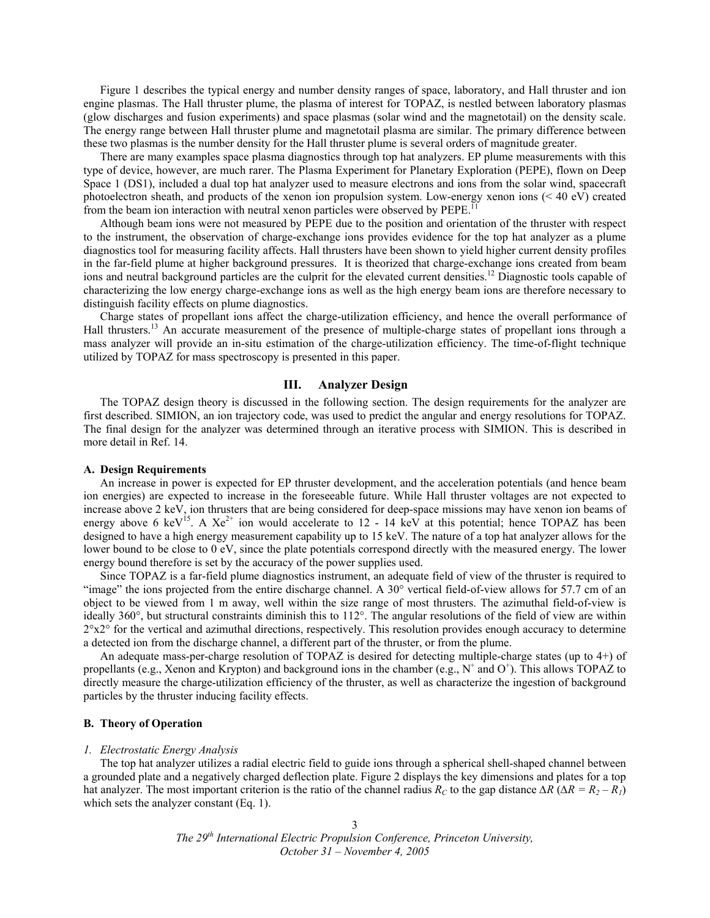Figure 1 describes the typical energy and number density ranges of space, laboratory, and Hall thruster and ion engine plasmas. The Hall thruster plume, the plasma of interest for TOPAZ, is nestled between laboratory plasmas (glow discharges and fusion experiments) and space plasmas (solar wind and the magnetotail) on the density scale. The energy range between Hall thruster plume and magnetotail plasma are similar. The primary difference between these two plasmas is the number density for the Hall thruster plume is several orders of magnitude greater.

There are many examples space plasma diagnostics through top hat analyzers. EP plume measurements with this type of device, however, are much rarer. The Plasma Experiment for Planetary Exploration (PEPE), flown on Deep Space 1 (DS1), included a dual top hat analyzer used to measure electrons and ions from the solar wind, spacecraft photoelectron sheath, and products of the xenon ion propulsion system. Low-energy xenon ions (< 40 eV) created from the beam ion interaction with neutral xenon particles were observed by PEPE.[11]

Although beam ions were not measured by PEPE due to the position and orientation of the thruster with respect to the instrument, the observation of charge-exchange ions provides evidence for the top hat analyzer as a plume diagnostics tool for measuring facility affects. Hall thrusters have been shown to yield higher current density profiles in the far-field plume at higher background pressures. It is theorized that charge-exchange ions created from beam ions and neutral background particles are the culprit for the elevated current densities.[12] Diagnostic tools capable of characterizing the low energy charge-exchange ions as well as the high energy beam ions are therefore necessary to distinguish facility effects on plume diagnostics.

Charge states of propellant ions affect the charge-utilization efficiency, and hence the overall performance of Hall thrusters.[13] An accurate measurement of the presence of multiple-charge states of propellant ions through a mass analyzer will provide an in-situ estimation of the charge-utilization efficiency. The time-of-flight technique utilized by TOPAZ for mass spectroscopy is presented in this paper.

## III. Analyzer Design

The TOPAZ design theory is discussed in the following section. The design requirements for the analyzer are first described. SIMION, an ion trajectory code, was used to predict the angular and energy resolutions for TOPAZ. The final design for the analyzer was determined through an iterative process with SIMION. This is described in more detail in Ref. 14.

### A. Design Requirements

An increase in power is expected for EP thruster development, and the acceleration potentials (and hence beam ion energies) are expected to increase in the foreseeable future. While Hall thruster voltages are not expected to increase above 2 keV, ion thrusters that are being considered for deep-space missions may have xenon ion beams of energy above 6 keV[15]. A $Xe^{2+}$ ion would accelerate to 12 - 14 keV at this potential; hence TOPAZ has been designed to have a high energy measurement capability up to 15 keV. The nature of a top hat analyzer allows for the lower bound to be close to 0 eV, since the plate potentials correspond directly with the measured energy. The lower energy bound therefore is set by the accuracy of the power supplies used.

Since TOPAZ is a far-field plume diagnostics instrument, an adequate field of view of the thruster is required to "image" the ions projected from the entire discharge channel. A 30° vertical field-of-view allows for 57.7 cm of an object to be viewed from 1 m away, well within the size range of most thrusters. The azimuthal field-of-view is ideally 360°, but structural constraints diminish this to 112°. The angular resolutions of the field of view are within 2°x2° for the vertical and azimuthal directions, respectively. This resolution provides enough accuracy to determine a detected ion from the discharge channel, a different part of the thruster, or from the plume.

An adequate mass-per-charge resolution of TOPAZ is desired for detecting multiple-charge states (up to 4+) of propellants (e.g., Xenon and Krypton) and background ions in the chamber (e.g., $N^+$ and $O^+$). This allows TOPAZ to directly measure the charge-utilization efficiency of the thruster, as well as characterize the ingestion of background particles by the thruster inducing facility effects.

### B. Theory of Operation

#### *1. Electrostatic Energy Analysis*

The top hat analyzer utilizes a radial electric field to guide ions through a spherical shell-shaped channel between a grounded plate and a negatively charged deflection plate. Figure 2 displays the key dimensions and plates for a top hat analyzer. The most important criterion is the ratio of the channel radius $R_C$ to the gap distance $\Delta R$ ($\Delta R = R_2 - R_1$) which sets the analyzer constant (Eq. 1).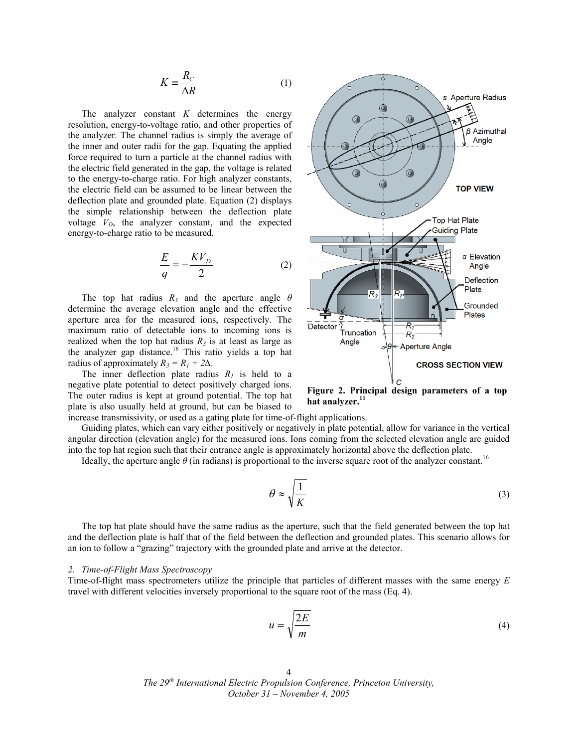$$K \equiv \frac{R_C}{\Delta R} \tag{1}$$

The analyzer constant $K$ determines the energy resolution, energy-to-voltage ratio, and other properties of the analyzer. The channel radius is simply the average of the inner and outer radii for the gap. Equating the applied force required to turn a particle at the channel radius with the electric field generated in the gap, the voltage is related to the energy-to-charge ratio. For high analyzer constants, the electric field can be assumed to be linear between the deflection plate and grounded plate. Equation (2) displays the simple relationship between the deflection plate voltage $V_D$, the analyzer constant, and the expected energy-to-charge ratio to be measured.

$$\frac{E}{q} = -\frac{KV_D}{2} \tag{2}$$

The top hat radius $R_3$ and the aperture angle $\theta$ determine the average elevation angle and the effective aperture area for the measured ions, respectively. The maximum ratio of detectable ions to incoming ions is realized when the top hat radius $R_3$ is at least as large as the analyzer gap distance.[16] This ratio yields a top hat radius of approximately $R_3 = R_1 + 2\Delta$.

The inner deflection plate radius $R_1$ is held to a negative plate potential to detect positively charged ions. The outer radius is kept at ground potential. The top hat plate is also usually held at ground, but can be biased to increase transmissivity, or used as a gating plate for time-of-flight applications.

**Figure 2. Principal design parameters of a top hat analyzer.[11]**

Guiding plates, which can vary either positively or negatively in plate potential, allow for variance in the vertical angular direction (elevation angle) for the measured ions. Ions coming from the selected elevation angle are guided into the top hat region such that their entrance angle is approximately horizontal above the deflection plate.

Ideally, the aperture angle $\theta$ (in radians) is proportional to the inverse square root of the analyzer constant.[16]

$$\theta \approx \sqrt{\frac{1}{K}} \tag{3}$$

The top hat plate should have the same radius as the aperture, such that the field generated between the top hat and the deflection plate is half that of the field between the deflection and grounded plates. This scenario allows for an ion to follow a "grazing" trajectory with the grounded plate and arrive at the detector.

### *2. Time-of-Flight Mass Spectroscopy*

Time-of-flight mass spectrometers utilize the principle that particles of different masses with the same energy $E$ travel with different velocities inversely proportional to the square root of the mass (Eq. 4).

$$u = \sqrt{\frac{2E}{m}} \tag{4}$$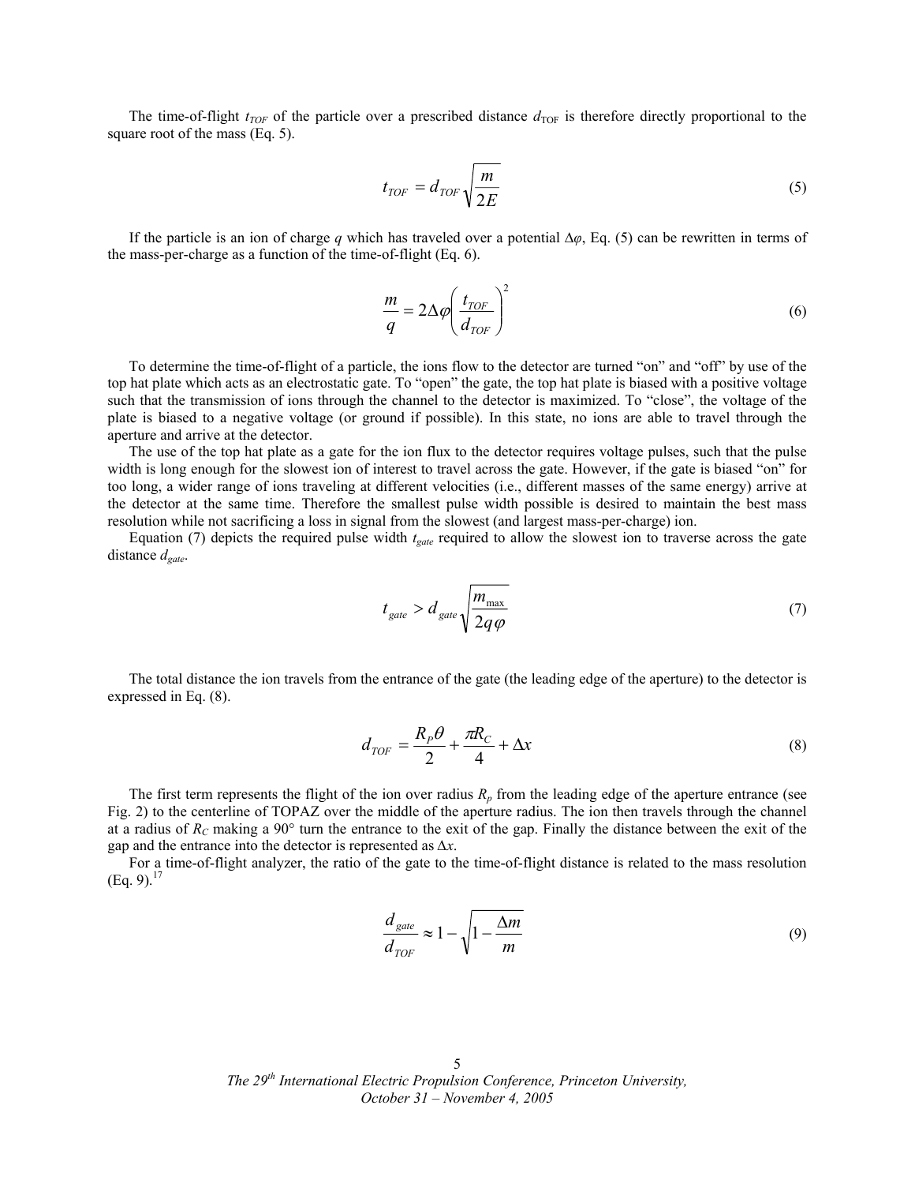The time-of-flight $t_{TOF}$ of the particle over a prescribed distance $d_{TOF}$ is therefore directly proportional to the square root of the mass (Eq. 5).

$$t_{TOF} = d_{TOF}\sqrt{\frac{m}{2E}} \tag{5}$$

If the particle is an ion of charge $q$ which has traveled over a potential $\Delta\varphi$, Eq. (5) can be rewritten in terms of the mass-per-charge as a function of the time-of-flight (Eq. 6).

$$\frac{m}{q} = 2\Delta\varphi\left(\frac{t_{TOF}}{d_{TOF}}\right)^2 \tag{6}$$

To determine the time-of-flight of a particle, the ions flow to the detector are turned "on" and "off" by use of the top hat plate which acts as an electrostatic gate. To "open" the gate, the top hat plate is biased with a positive voltage such that the transmission of ions through the channel to the detector is maximized. To "close", the voltage of the plate is biased to a negative voltage (or ground if possible). In this state, no ions are able to travel through the aperture and arrive at the detector.

The use of the top hat plate as a gate for the ion flux to the detector requires voltage pulses, such that the pulse width is long enough for the slowest ion of interest to travel across the gate. However, if the gate is biased "on" for too long, a wider range of ions traveling at different velocities (i.e., different masses of the same energy) arrive at the detector at the same time. Therefore the smallest pulse width possible is desired to maintain the best mass resolution while not sacrificing a loss in signal from the slowest (and largest mass-per-charge) ion.

Equation (7) depicts the required pulse width $t_{gate}$ required to allow the slowest ion to traverse across the gate distance $d_{gate}$.

$$t_{gate} > d_{gate}\sqrt{\frac{m_{\max}}{2q\varphi}} \tag{7}$$

The total distance the ion travels from the entrance of the gate (the leading edge of the aperture) to the detector is expressed in Eq. (8).

$$d_{TOF} = \frac{R_P\theta}{2} + \frac{\pi R_C}{4} + \Delta x \tag{8}$$

The first term represents the flight of the ion over radius $R_p$ from the leading edge of the aperture entrance (see Fig. 2) to the centerline of TOPAZ over the middle of the aperture radius. The ion then travels through the channel at a radius of $R_C$ making a 90° turn the entrance to the exit of the gap. Finally the distance between the exit of the gap and the entrance into the detector is represented as $\Delta x$.

For a time-of-flight analyzer, the ratio of the gate to the time-of-flight distance is related to the mass resolution (Eq. 9).[17]

$$\frac{d_{gate}}{d_{TOF}} \approx 1 - \sqrt{1 - \frac{\Delta m}{m}} \tag{9}$$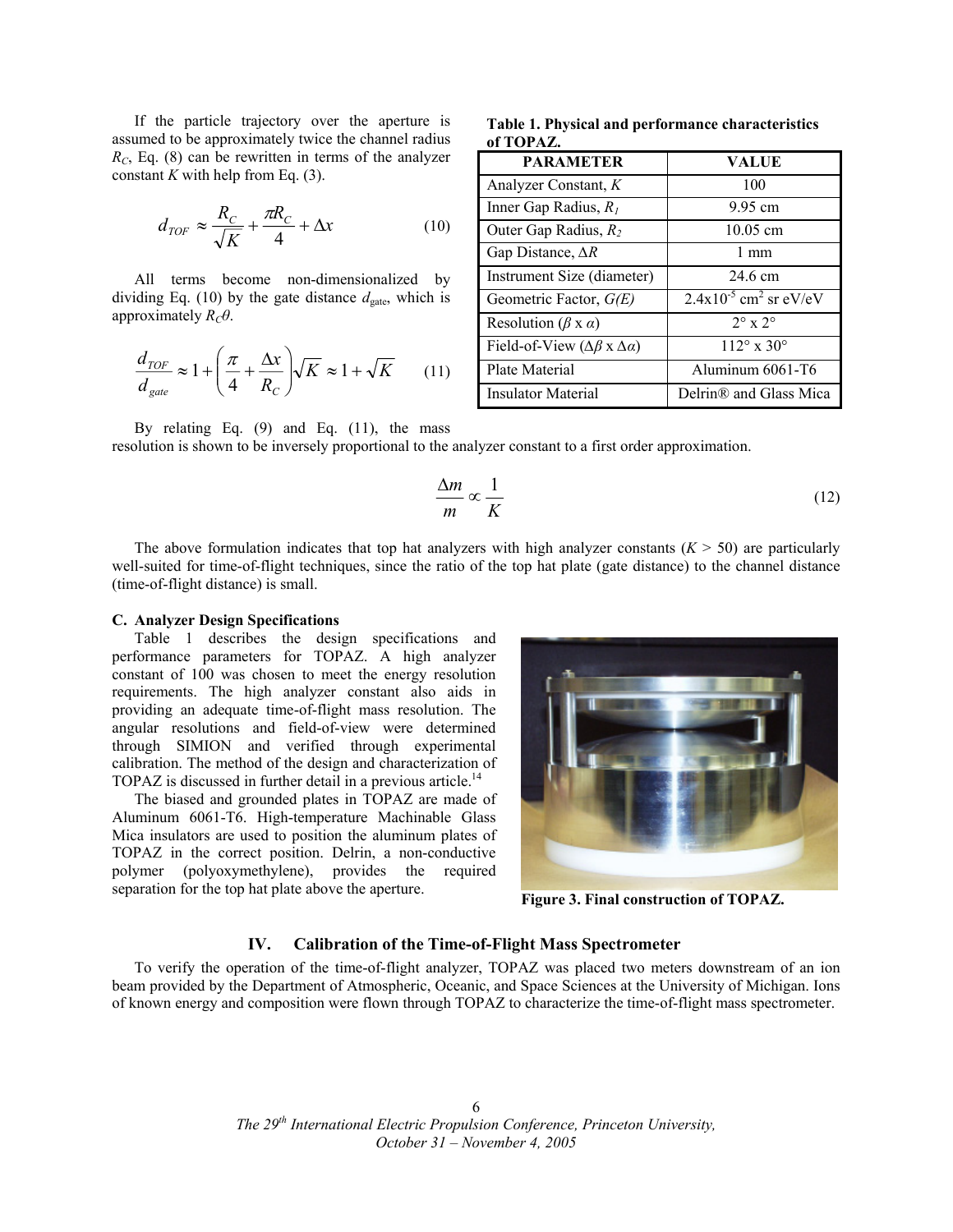If the particle trajectory over the aperture is assumed to be approximately twice the channel radius $R_C$, Eq. (8) can be rewritten in terms of the analyzer constant $K$ with help from Eq. (3).

$$d_{TOF} \approx \frac{R_C}{\sqrt{K}} + \frac{\pi R_C}{4} + \Delta x \tag{10}$$

All terms become non-dimensionalized by dividing Eq. (10) by the gate distance $d_{\text{gate}}$, which is approximately $R_C\theta$.

$$\frac{d_{TOF}}{d_{gate}} \approx 1 + \left(\frac{\pi}{4} + \frac{\Delta x}{R_C}\right)\sqrt{K} \approx 1 + \sqrt{K} \tag{11}$$

By relating Eq. (9) and Eq. (11), the mass resolution is shown to be inversely proportional to the analyzer constant to a first order approximation.

$$\frac{\Delta m}{m} \propto \frac{1}{K} \tag{12}$$

The above formulation indicates that top hat analyzers with high analyzer constants ($K$ > 50) are particularly well-suited for time-of-flight techniques, since the ratio of the top hat plate (gate distance) to the channel distance (time-of-flight distance) is small.

**Table 1. Physical and performance characteristics of TOPAZ.**

| PARAMETER | VALUE |
|---|---|
| Analyzer Constant, $K$ | 100 |
| Inner Gap Radius, $R_1$ | 9.95 cm |
| Outer Gap Radius, $R_2$ | 10.05 cm |
| Gap Distance, $\Delta R$ | 1 mm |
| Instrument Size (diameter) | 24.6 cm |
| Geometric Factor, $G(E)$ | $2.4\text{x}10^{-5}$ cm$^2$ sr eV/eV |
| Resolution ($\beta$ x $\alpha$) | 2° x 2° |
| Field-of-View ($\Delta\beta$ x $\Delta\alpha$) | 112° x 30° |
| Plate Material | Aluminum 6061-T6 |
| Insulator Material | Delrin® and Glass Mica |

### C. Analyzer Design Specifications

Table 1 describes the design specifications and performance parameters for TOPAZ. A high analyzer constant of 100 was chosen to meet the energy resolution requirements. The high analyzer constant also aids in providing an adequate time-of-flight mass resolution. The angular resolutions and field-of-view were determined through SIMION and verified through experimental calibration. The method of the design and characterization of TOPAZ is discussed in further detail in a previous article.[14]

The biased and grounded plates in TOPAZ are made of Aluminum 6061-T6. High-temperature Machinable Glass Mica insulators are used to position the aluminum plates of TOPAZ in the correct position. Delrin, a non-conductive polymer (polyoxymethylene), provides the required separation for the top hat plate above the aperture.

**Figure 3. Final construction of TOPAZ.**

## IV. Calibration of the Time-of-Flight Mass Spectrometer

To verify the operation of the time-of-flight analyzer, TOPAZ was placed two meters downstream of an ion beam provided by the Department of Atmospheric, Oceanic, and Space Sciences at the University of Michigan. Ions of known energy and composition were flown through TOPAZ to characterize the time-of-flight mass spectrometer.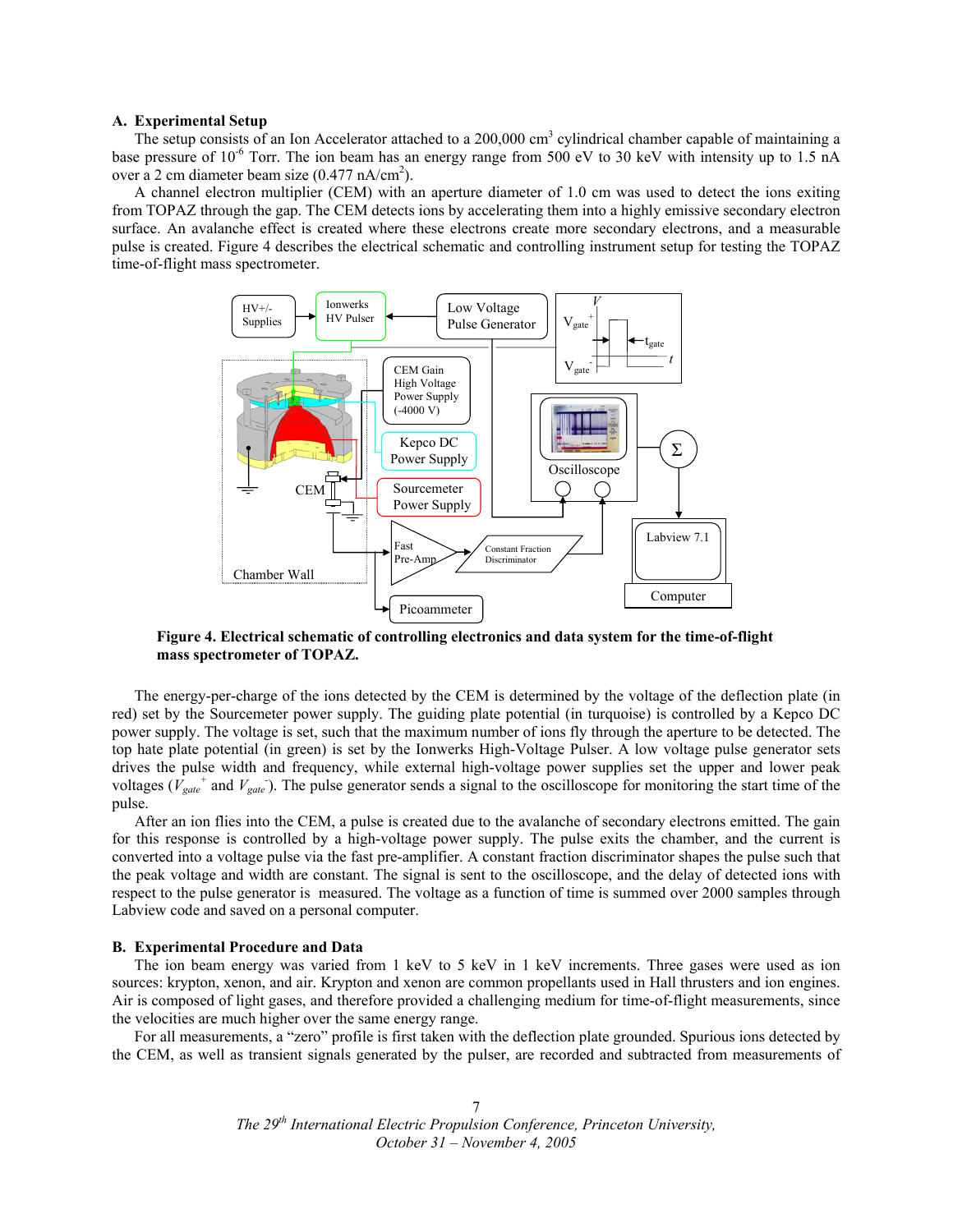### A. Experimental Setup

The setup consists of an Ion Accelerator attached to a 200,000 cm$^3$ cylindrical chamber capable of maintaining a base pressure of $10^{-6}$ Torr. The ion beam has an energy range from 500 eV to 30 keV with intensity up to 1.5 nA over a 2 cm diameter beam size (0.477 nA/cm$^2$).

A channel electron multiplier (CEM) with an aperture diameter of 1.0 cm was used to detect the ions exiting from TOPAZ through the gap. The CEM detects ions by accelerating them into a highly emissive secondary electron surface. An avalanche effect is created where these electrons create more secondary electrons, and a measurable pulse is created. Figure 4 describes the electrical schematic and controlling instrument setup for testing the TOPAZ time-of-flight mass spectrometer.

**Figure 4. Electrical schematic of controlling electronics and data system for the time-of-flight mass spectrometer of TOPAZ.**

The energy-per-charge of the ions detected by the CEM is determined by the voltage of the deflection plate (in red) set by the Sourcemeter power supply. The guiding plate potential (in turquoise) is controlled by a Kepco DC power supply. The voltage is set, such that the maximum number of ions fly through the aperture to be detected. The top hate plate potential (in green) is set by the Ionwerks High-Voltage Pulser. A low voltage pulse generator sets drives the pulse width and frequency, while external high-voltage power supplies set the upper and lower peak voltages ($V_{gate}^{+}$ and $V_{gate}^{-}$). The pulse generator sends a signal to the oscilloscope for monitoring the start time of the pulse.

After an ion flies into the CEM, a pulse is created due to the avalanche of secondary electrons emitted. The gain for this response is controlled by a high-voltage power supply. The pulse exits the chamber, and the current is converted into a voltage pulse via the fast pre-amplifier. A constant fraction discriminator shapes the pulse such that the peak voltage and width are constant. The signal is sent to the oscilloscope, and the delay of detected ions with respect to the pulse generator is measured. The voltage as a function of time is summed over 2000 samples through Labview code and saved on a personal computer.

### B. Experimental Procedure and Data

The ion beam energy was varied from 1 keV to 5 keV in 1 keV increments. Three gases were used as ion sources: krypton, xenon, and air. Krypton and xenon are common propellants used in Hall thrusters and ion engines. Air is composed of light gases, and therefore provided a challenging medium for time-of-flight measurements, since the velocities are much higher over the same energy range.

For all measurements, a "zero" profile is first taken with the deflection plate grounded. Spurious ions detected by the CEM, as well as transient signals generated by the pulser, are recorded and subtracted from measurements of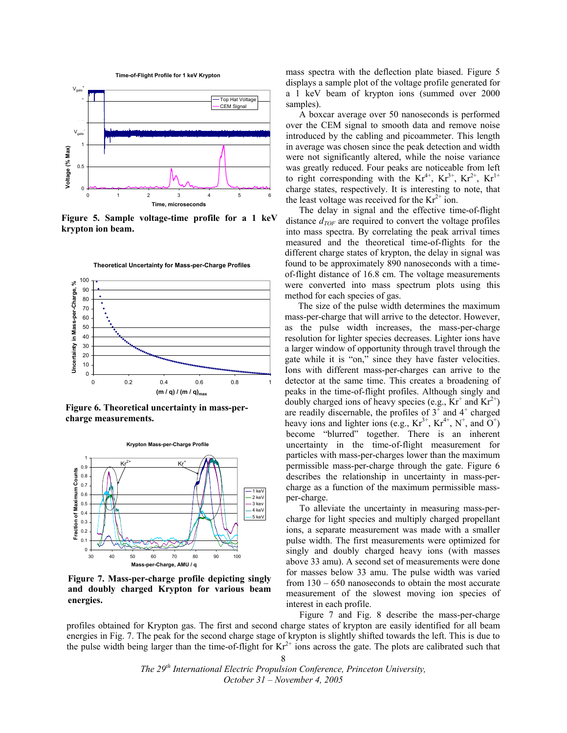Figure 5. Sample voltage-time profile for a 1 keV krypton ion beam.

Figure 6. Theoretical uncertainty in mass-per-charge measurements.

Figure 7. Mass-per-charge profile depicting singly and doubly charged Krypton for various beam energies.

mass spectra with the deflection plate biased. Figure 5 displays a sample plot of the voltage profile generated for a 1 keV beam of krypton ions (summed over 2000 samples).

A boxcar average over 50 nanoseconds is performed over the CEM signal to smooth data and remove noise introduced by the cabling and picoammeter. This length in average was chosen since the peak detection and width were not significantly altered, while the noise variance was greatly reduced. Four peaks are noticeable from left to right corresponding with the $Kr^{4+}$, $Kr^{3+}$, $Kr^{2+}$, $Kr^{1+}$ charge states, respectively. It is interesting to note, that the least voltage was received for the $Kr^{2+}$ ion.

The delay in signal and the effective time-of-flight distance $d_{TOF}$ are required to convert the voltage profiles into mass spectra. By correlating the peak arrival times measured and the theoretical time-of-flights for the different charge states of krypton, the delay in signal was found to be approximately 890 nanoseconds with a time-of-flight distance of 16.8 cm. The voltage measurements were converted into mass spectrum plots using this method for each species of gas.

The size of the pulse width determines the maximum mass-per-charge that will arrive to the detector. However, as the pulse width increases, the mass-per-charge resolution for lighter species decreases. Lighter ions have a larger window of opportunity through travel through the gate while it is "on," since they have faster velocities. Ions with different mass-per-charges can arrive to the detector at the same time. This creates a broadening of peaks in the time-of-flight profiles. Although singly and doubly charged ions of heavy species (e.g., $Kr^{+}$ and $Kr^{2+}$) are readily discernable, the profiles of $3^{+}$ and $4^{+}$ charged heavy ions and lighter ions (e.g., $Kr^{3+}$, $Kr^{4+}$, $N^{+}$, and $O^{+}$) become "blurred" together. There is an inherent uncertainty in the time-of-flight measurement for particles with mass-per-charges lower than the maximum permissible mass-per-charge through the gate. Figure 6 describes the relationship in uncertainty in mass-per-charge as a function of the maximum permissible mass-per-charge.

To alleviate the uncertainty in measuring mass-per-charge for light species and multiply charged propellant ions, a separate measurement was made with a smaller pulse width. The first measurements were optimized for singly and doubly charged heavy ions (with masses above 33 amu). A second set of measurements were done for masses below 33 amu. The pulse width was varied from 130 – 650 nanoseconds to obtain the most accurate measurement of the slowest moving ion species of interest in each profile.

Figure 7 and Fig. 8 describe the mass-per-charge profiles obtained for Krypton gas. The first and second charge states of krypton are easily identified for all beam energies in Fig. 7. The peak for the second charge stage of krypton is slightly shifted towards the left. This is due to the pulse width being larger than the time-of-flight for $Kr^{2+}$ ions across the gate. The plots are calibrated such that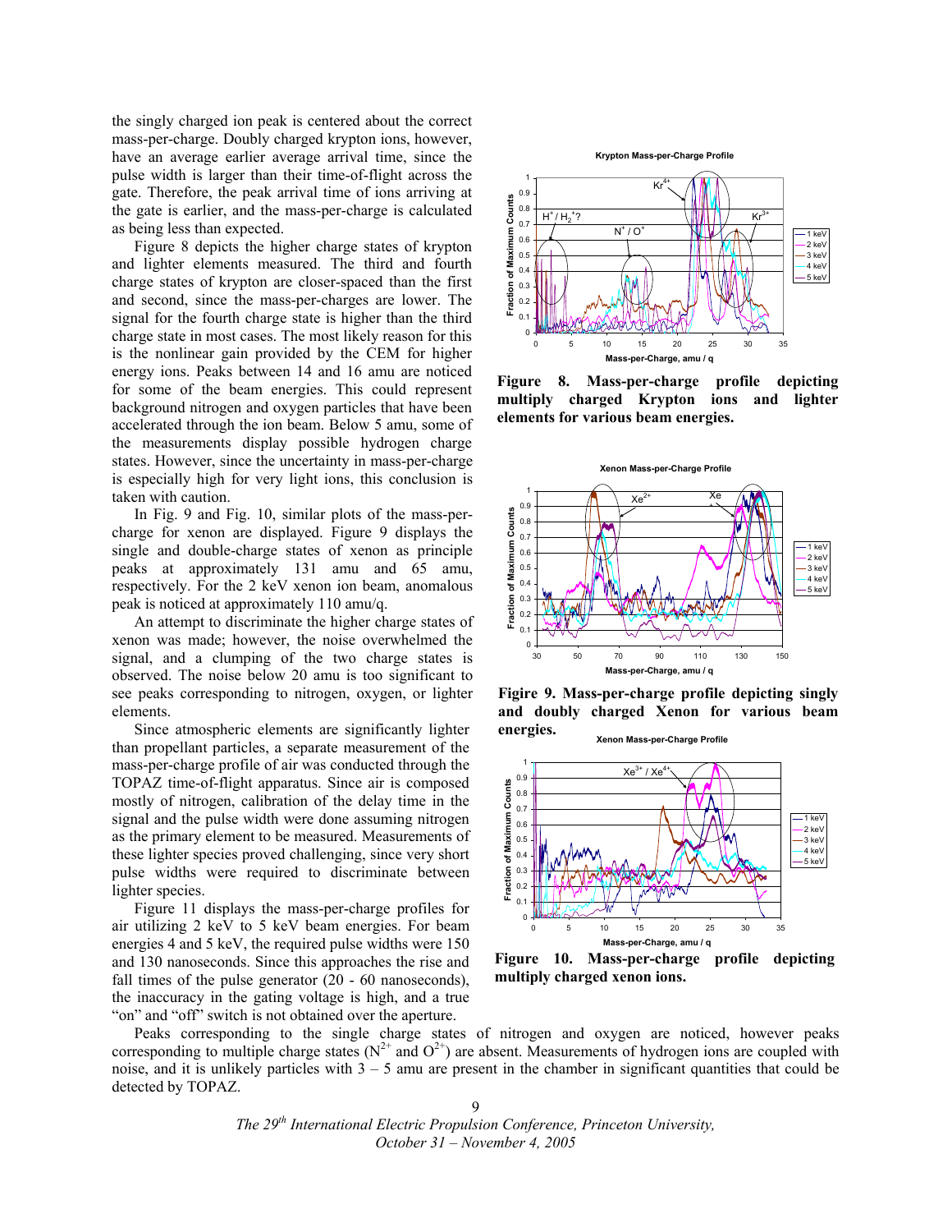the singly charged ion peak is centered about the correct mass-per-charge. Doubly charged krypton ions, however, have an average earlier average arrival time, since the pulse width is larger than their time-of-flight across the gate. Therefore, the peak arrival time of ions arriving at the gate is earlier, and the mass-per-charge is calculated as being less than expected.

Figure 8 depicts the higher charge states of krypton and lighter elements measured. The third and fourth charge states of krypton are closer-spaced than the first and second, since the mass-per-charges are lower. The signal for the fourth charge state is higher than the third charge state in most cases. The most likely reason for this is the nonlinear gain provided by the CEM for higher energy ions. Peaks between 14 and 16 amu are noticed for some of the beam energies. This could represent background nitrogen and oxygen particles that have been accelerated through the ion beam. Below 5 amu, some of the measurements display possible hydrogen charge states. However, since the uncertainty in mass-per-charge is especially high for very light ions, this conclusion is taken with caution.

In Fig. 9 and Fig. 10, similar plots of the mass-per-charge for xenon are displayed. Figure 9 displays the single and double-charge states of xenon as principle peaks at approximately 131 amu and 65 amu, respectively. For the 2 keV xenon ion beam, anomalous peak is noticed at approximately 110 amu/q.

An attempt to discriminate the higher charge states of xenon was made; however, the noise overwhelmed the signal, and a clumping of the two charge states is observed. The noise below 20 amu is too significant to see peaks corresponding to nitrogen, oxygen, or lighter elements.

Since atmospheric elements are significantly lighter than propellant particles, a separate measurement of the mass-per-charge profile of air was conducted through the TOPAZ time-of-flight apparatus. Since air is composed mostly of nitrogen, calibration of the delay time in the signal and the pulse width were done assuming nitrogen as the primary element to be measured. Measurements of these lighter species proved challenging, since very short pulse widths were required to discriminate between lighter species.

Figure 11 displays the mass-per-charge profiles for air utilizing 2 keV to 5 keV beam energies. For beam energies 4 and 5 keV, the required pulse widths were 150 and 130 nanoseconds. Since this approaches the rise and fall times of the pulse generator (20 - 60 nanoseconds), the inaccuracy in the gating voltage is high, and a true "on" and "off" switch is not obtained over the aperture.

**Figure 8. Mass-per-charge profile depicting multiply charged Krypton ions and lighter elements for various beam energies.**

**Figire 9. Mass-per-charge profile depicting singly and doubly charged Xenon for various beam energies.**

**Figure 10. Mass-per-charge profile depicting multiply charged xenon ions.**

Peaks corresponding to the single charge states of nitrogen and oxygen are noticed, however peaks corresponding to multiple charge states ($N^{2+}$ and $O^{2+}$) are absent. Measurements of hydrogen ions are coupled with noise, and it is unlikely particles with 3 – 5 amu are present in the chamber in significant quantities that could be detected by TOPAZ.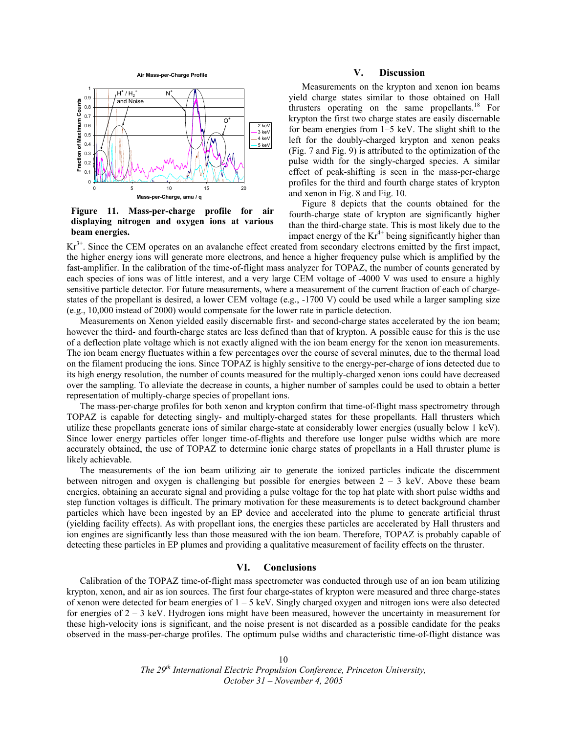Figure 11. Mass-per-charge profile for air displaying nitrogen and oxygen ions at various beam energies.

## V. Discussion

Measurements on the krypton and xenon ion beams yield charge states similar to those obtained on Hall thrusters operating on the same propellants.[18] For krypton the first two charge states are easily discernable for beam energies from 1–5 keV. The slight shift to the left for the doubly-charged krypton and xenon peaks (Fig. 7 and Fig. 9) is attributed to the optimization of the pulse width for the singly-charged species. A similar effect of peak-shifting is seen in the mass-per-charge profiles for the third and fourth charge states of krypton and xenon in Fig. 8 and Fig. 10.

Figure 8 depicts that the counts obtained for the fourth-charge state of krypton are significantly higher than the third-charge state. This is most likely due to the impact energy of the $Kr^{4+}$ being significantly higher than $Kr^{3+}$. Since the CEM operates on an avalanche effect created from secondary electrons emitted by the first impact, the higher energy ions will generate more electrons, and hence a higher frequency pulse which is amplified by the fast-amplifier. In the calibration of the time-of-flight mass analyzer for TOPAZ, the number of counts generated by each species of ions was of little interest, and a very large CEM voltage of -4000 V was used to ensure a highly sensitive particle detector. For future measurements, where a measurement of the current fraction of each of charge-states of the propellant is desired, a lower CEM voltage (e.g., -1700 V) could be used while a larger sampling size (e.g., 10,000 instead of 2000) would compensate for the lower rate in particle detection.

Measurements on Xenon yielded easily discernable first- and second-charge states accelerated by the ion beam; however the third- and fourth-charge states are less defined than that of krypton. A possible cause for this is the use of a deflection plate voltage which is not exactly aligned with the ion beam energy for the xenon ion measurements. The ion beam energy fluctuates within a few percentages over the course of several minutes, due to the thermal load on the filament producing the ions. Since TOPAZ is highly sensitive to the energy-per-charge of ions detected due to its high energy resolution, the number of counts measured for the multiply-charged xenon ions could have decreased over the sampling. To alleviate the decrease in counts, a higher number of samples could be used to obtain a better representation of multiply-charge species of propellant ions.

The mass-per-charge profiles for both xenon and krypton confirm that time-of-flight mass spectrometry through TOPAZ is capable for detecting singly- and multiply-charged states for these propellants. Hall thrusters which utilize these propellants generate ions of similar charge-state at considerably lower energies (usually below 1 keV). Since lower energy particles offer longer time-of-flights and therefore use longer pulse widths which are more accurately obtained, the use of TOPAZ to determine ionic charge states of propellants in a Hall thruster plume is likely achievable.

The measurements of the ion beam utilizing air to generate the ionized particles indicate the discernment between nitrogen and oxygen is challenging but possible for energies between 2 – 3 keV. Above these beam energies, obtaining an accurate signal and providing a pulse voltage for the top hat plate with short pulse widths and step function voltages is difficult. The primary motivation for these measurements is to detect background chamber particles which have been ingested by an EP device and accelerated into the plume to generate artificial thrust (yielding facility effects). As with propellant ions, the energies these particles are accelerated by Hall thrusters and ion engines are significantly less than those measured with the ion beam. Therefore, TOPAZ is probably capable of detecting these particles in EP plumes and providing a qualitative measurement of facility effects on the thruster.

## VI. Conclusions

Calibration of the TOPAZ time-of-flight mass spectrometer was conducted through use of an ion beam utilizing krypton, xenon, and air as ion sources. The first four charge-states of krypton were measured and three charge-states of xenon were detected for beam energies of 1 – 5 keV. Singly charged oxygen and nitrogen ions were also detected for energies of 2 – 3 keV. Hydrogen ions might have been measured, however the uncertainty in measurement for these high-velocity ions is significant, and the noise present is not discarded as a possible candidate for the peaks observed in the mass-per-charge profiles. The optimum pulse widths and characteristic time-of-flight distance was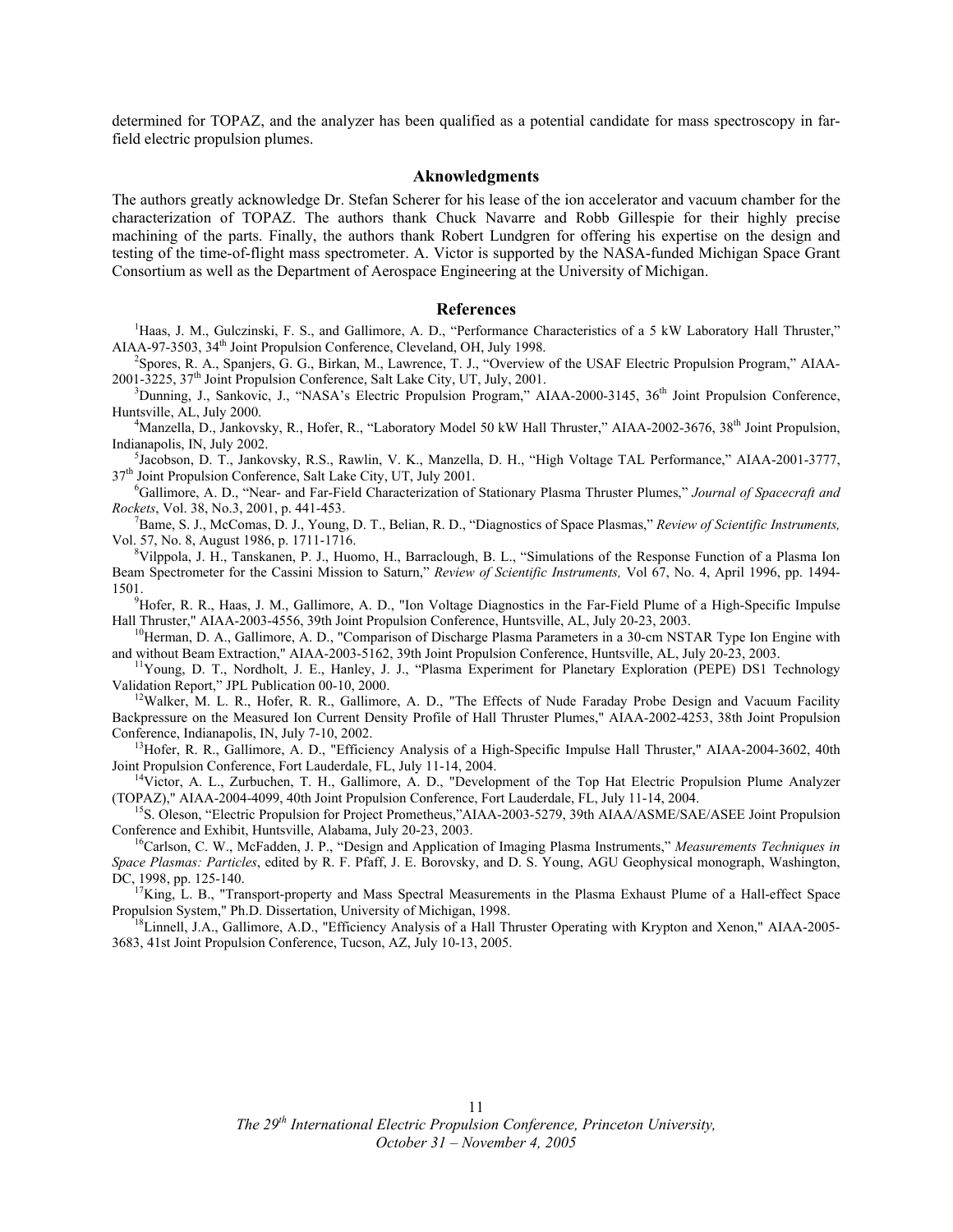determined for TOPAZ, and the analyzer has been qualified as a potential candidate for mass spectroscopy in far-field electric propulsion plumes.

## Aknowledgments

The authors greatly acknowledge Dr. Stefan Scherer for his lease of the ion accelerator and vacuum chamber for the characterization of TOPAZ. The authors thank Chuck Navarre and Robb Gillespie for their highly precise machining of the parts. Finally, the authors thank Robert Lundgren for offering his expertise on the design and testing of the time-of-flight mass spectrometer. A. Victor is supported by the NASA-funded Michigan Space Grant Consortium as well as the Department of Aerospace Engineering at the University of Michigan.

## References

[1]Haas, J. M., Gulczinski, F. S., and Gallimore, A. D., "Performance Characteristics of a 5 kW Laboratory Hall Thruster," AIAA-97-3503, 34th Joint Propulsion Conference, Cleveland, OH, July 1998.

[2]Spores, R. A., Spanjers, G. G., Birkan, M., Lawrence, T. J., "Overview of the USAF Electric Propulsion Program," AIAA-2001-3225, 37th Joint Propulsion Conference, Salt Lake City, UT, July, 2001.

[3]Dunning, J., Sankovic, J., "NASA's Electric Propulsion Program," AIAA-2000-3145, 36th Joint Propulsion Conference, Huntsville, AL, July 2000.

[4]Manzella, D., Jankovsky, R., Hofer, R., "Laboratory Model 50 kW Hall Thruster," AIAA-2002-3676, 38th Joint Propulsion, Indianapolis, IN, July 2002.

[5]Jacobson, D. T., Jankovsky, R.S., Rawlin, V. K., Manzella, D. H., "High Voltage TAL Performance," AIAA-2001-3777, 37th Joint Propulsion Conference, Salt Lake City, UT, July 2001.

[6]Gallimore, A. D., "Near- and Far-Field Characterization of Stationary Plasma Thruster Plumes," *Journal of Spacecraft and Rockets*, Vol. 38, No.3, 2001, p. 441-453.

[7]Bame, S. J., McComas, D. J., Young, D. T., Belian, R. D., "Diagnostics of Space Plasmas," *Review of Scientific Instruments,* Vol. 57, No. 8, August 1986, p. 1711-1716.

[8]Vilppola, J. H., Tanskanen, P. J., Huomo, H., Barraclough, B. L., "Simulations of the Response Function of a Plasma Ion Beam Spectrometer for the Cassini Mission to Saturn," *Review of Scientific Instruments,* Vol 67, No. 4, April 1996, pp. 1494-1501.

[9]Hofer, R. R., Haas, J. M., Gallimore, A. D., "Ion Voltage Diagnostics in the Far-Field Plume of a High-Specific Impulse Hall Thruster," AIAA-2003-4556, 39th Joint Propulsion Conference, Huntsville, AL, July 20-23, 2003.

[10]Herman, D. A., Gallimore, A. D., "Comparison of Discharge Plasma Parameters in a 30-cm NSTAR Type Ion Engine with and without Beam Extraction," AIAA-2003-5162, 39th Joint Propulsion Conference, Huntsville, AL, July 20-23, 2003.

[11]Young, D. T., Nordholt, J. E., Hanley, J. J., "Plasma Experiment for Planetary Exploration (PEPE) DS1 Technology Validation Report," JPL Publication 00-10, 2000.

[12]Walker, M. L. R., Hofer, R. R., Gallimore, A. D., "The Effects of Nude Faraday Probe Design and Vacuum Facility Backpressure on the Measured Ion Current Density Profile of Hall Thruster Plumes," AIAA-2002-4253, 38th Joint Propulsion Conference, Indianapolis, IN, July 7-10, 2002.

[13]Hofer, R. R., Gallimore, A. D., "Efficiency Analysis of a High-Specific Impulse Hall Thruster," AIAA-2004-3602, 40th Joint Propulsion Conference, Fort Lauderdale, FL, July 11-14, 2004.

[14]Victor, A. L., Zurbuchen, T. H., Gallimore, A. D., "Development of the Top Hat Electric Propulsion Plume Analyzer (TOPAZ)," AIAA-2004-4099, 40th Joint Propulsion Conference, Fort Lauderdale, FL, July 11-14, 2004.

[15]S. Oleson, "Electric Propulsion for Project Prometheus,"AIAA-2003-5279, 39th AIAA/ASME/SAE/ASEE Joint Propulsion Conference and Exhibit, Huntsville, Alabama, July 20-23, 2003.

[16]Carlson, C. W., McFadden, J. P., "Design and Application of Imaging Plasma Instruments," *Measurements Techniques in Space Plasmas: Particles*, edited by R. F. Pfaff, J. E. Borovsky, and D. S. Young, AGU Geophysical monograph, Washington, DC, 1998, pp. 125-140.

[17]King, L. B., "Transport-property and Mass Spectral Measurements in the Plasma Exhaust Plume of a Hall-effect Space Propulsion System," Ph.D. Dissertation, University of Michigan, 1998.

[18]Linnell, J.A., Gallimore, A.D., "Efficiency Analysis of a Hall Thruster Operating with Krypton and Xenon," AIAA-2005-3683, 41st Joint Propulsion Conference, Tucson, AZ, July 10-13, 2005.